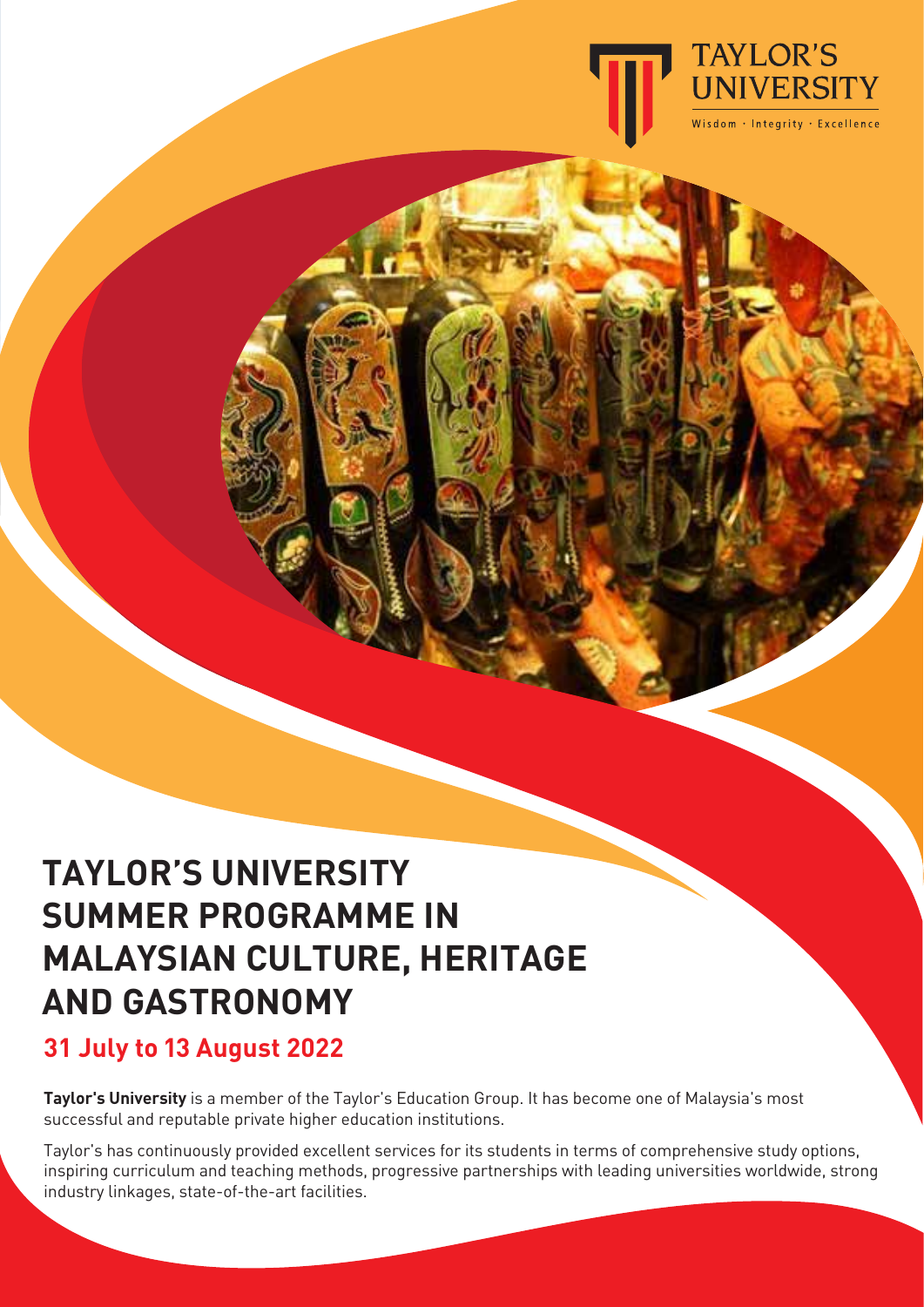TAYLOR'S UNIVERSITY

Wisdom · Integrity · Excellence

# TAYLOR'S UNIVERSITY SUMMER PROGRAMME IN MALAYSIAN CULTURE, HERITAGE AND GASTRONOMY

## 31 July to 13 August 2022

**Taylor's University** is a member of the Taylor's Education Group. It has become one of Malaysia's most successful and reputable private higher education institutions.

Taylor's has continuously provided excellent services for its students in terms of comprehensive study options, inspiring curriculum and teaching methods, progressive partnerships with leading universities worldwide, strong industry linkages, state-of-the-art facilities.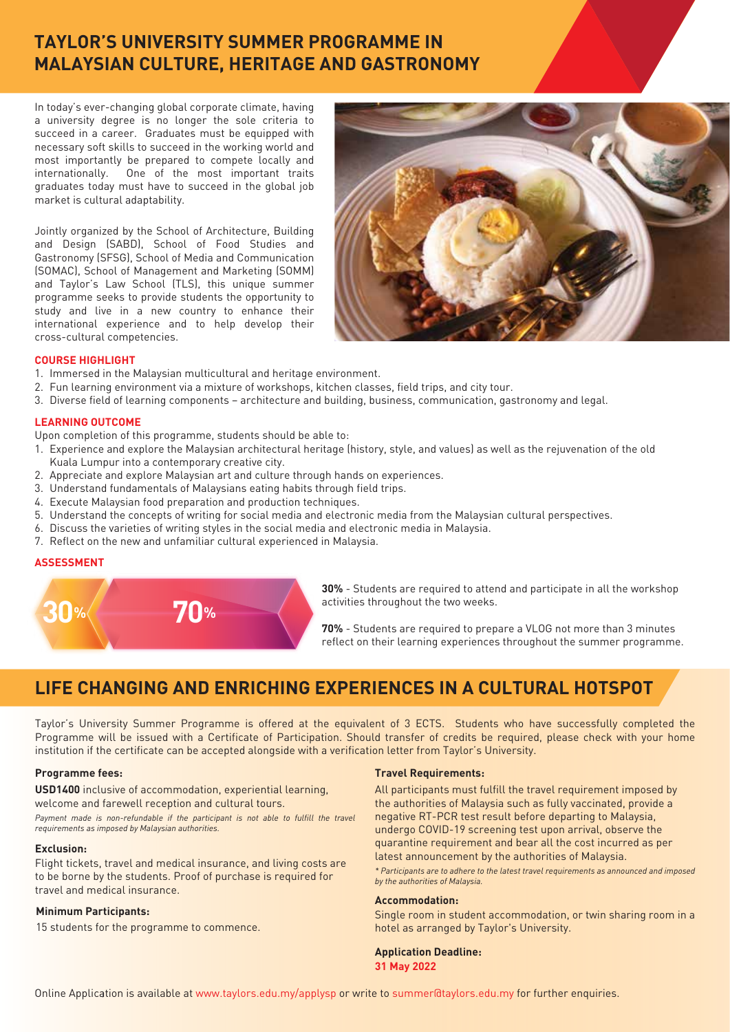# TAYLOR'S UNIVERSITY SUMMER PROGRAMME IN MALAYSIAN CULTURE, HERITAGE AND GASTRONOMY

In today's ever-changing global corporate climate, having a university degree is no longer the sole criteria to succeed in a career. Graduates must be equipped with necessary soft skills to succeed in the working world and most importantly be prepared to compete locally and internationally. One of the most important traits graduates today must have to succeed in the global job market is cultural adaptability.

Jointly organized by the School of Architecture, Building and Design (SABD), School of Food Studies and Gastronomy (SFSG), School of Media and Communication (SOMAC), School of Management and Marketing (SOMM) and Taylor's Law School (TLS), this unique summer programme seeks to provide students the opportunity to study and live in a new country to enhance their international experience and to help develop their cross-cultural competencies.

### COURSE HIGHLIGHT

1. Immersed in the Malaysian multicultural and heritage environment.
2. Fun learning environment via a mixture of workshops, kitchen classes, field trips, and city tour.
3. Diverse field of learning components – architecture and building, business, communication, gastronomy and legal.

### LEARNING OUTCOME

Upon completion of this programme, students should be able to:

1. Experience and explore the Malaysian architectural heritage (history, style, and values) as well as the rejuvenation of the old Kuala Lumpur into a contemporary creative city.
2. Appreciate and explore Malaysian art and culture through hands on experiences.
3. Understand fundamentals of Malaysians eating habits through field trips.
4. Execute Malaysian food preparation and production techniques.
5. Understand the concepts of writing for social media and electronic media from the Malaysian cultural perspectives.
6. Discuss the varieties of writing styles in the social media and electronic media in Malaysia.
7. Reflect on the new and unfamiliar cultural experienced in Malaysia.

### ASSESSMENT

30% 70%

**30%** - Students are required to attend and participate in all the workshop activities throughout the two weeks.

**70%** - Students are required to prepare a VLOG not more than 3 minutes reflect on their learning experiences throughout the summer programme.

## LIFE CHANGING AND ENRICHING EXPERIENCES IN A CULTURAL HOTSPOT

Taylor's University Summer Programme is offered at the equivalent of 3 ECTS. Students who have successfully completed the Programme will be issued with a Certificate of Participation. Should transfer of credits be required, please check with your home institution if the certificate can be accepted alongside with a verification letter from Taylor's University.

**Programme fees:**

**USD1400** inclusive of accommodation, experiential learning, welcome and farewell reception and cultural tours.

*Payment made is non-refundable if the participant is not able to fulfill the travel requirements as imposed by Malaysian authorities.*

**Exclusion:**

Flight tickets, travel and medical insurance, and living costs are to be borne by the students. Proof of purchase is required for travel and medical insurance.

**Minimum Participants:**

15 students for the programme to commence.

**Travel Requirements:**

All participants must fulfill the travel requirement imposed by the authorities of Malaysia such as fully vaccinated, provide a negative RT-PCR test result before departing to Malaysia, undergo COVID-19 screening test upon arrival, observe the quarantine requirement and bear all the cost incurred as per latest announcement by the authorities of Malaysia.

*\* Participants are to adhere to the latest travel requirements as announced and imposed by the authorities of Malaysia.*

**Accommodation:**

Single room in student accommodation, or twin sharing room in a hotel as arranged by Taylor's University.

**Application Deadline:**
**31 May 2022**

Online Application is available at www.taylors.edu.my/applysp or write to summer@taylors.edu.my for further enquiries.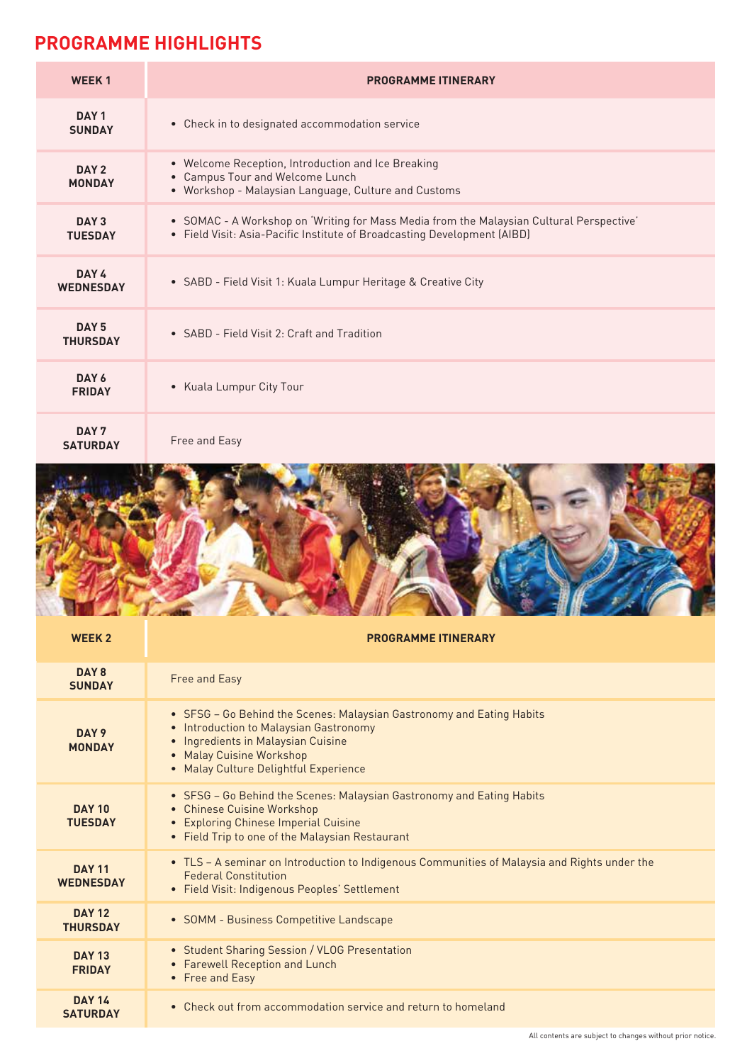## PROGRAMME HIGHLIGHTS

| WEEK 1 | PROGRAMME ITINERARY |
|---|---|
| DAY 1 SUNDAY | • Check in to designated accommodation service |
| DAY 2 MONDAY | • Welcome Reception, Introduction and Ice Breaking<br>• Campus Tour and Welcome Lunch<br>• Workshop - Malaysian Language, Culture and Customs |
| DAY 3 TUESDAY | • SOMAC - A Workshop on 'Writing for Mass Media from the Malaysian Cultural Perspective'<br>• Field Visit: Asia-Pacific Institute of Broadcasting Development (AIBD) |
| DAY 4 WEDNESDAY | • SABD - Field Visit 1: Kuala Lumpur Heritage & Creative City |
| DAY 5 THURSDAY | • SABD - Field Visit 2: Craft and Tradition |
| DAY 6 FRIDAY | • Kuala Lumpur City Tour |
| DAY 7 SATURDAY | Free and Easy |

| WEEK 2 | PROGRAMME ITINERARY |
|---|---|
| DAY 8 SUNDAY | Free and Easy |
| DAY 9 MONDAY | • SFSG – Go Behind the Scenes: Malaysian Gastronomy and Eating Habits<br>• Introduction to Malaysian Gastronomy<br>• Ingredients in Malaysian Cuisine<br>• Malay Cuisine Workshop<br>• Malay Culture Delightful Experience |
| DAY 10 TUESDAY | • SFSG – Go Behind the Scenes: Malaysian Gastronomy and Eating Habits<br>• Chinese Cuisine Workshop<br>• Exploring Chinese Imperial Cuisine<br>• Field Trip to one of the Malaysian Restaurant |
| DAY 11 WEDNESDAY | • TLS – A seminar on Introduction to Indigenous Communities of Malaysia and Rights under the Federal Constitution<br>• Field Visit: Indigenous Peoples' Settlement |
| DAY 12 THURSDAY | • SOMM - Business Competitive Landscape |
| DAY 13 FRIDAY | • Student Sharing Session / VLOG Presentation<br>• Farewell Reception and Lunch<br>• Free and Easy |
| DAY 14 SATURDAY | • Check out from accommodation service and return to homeland |

All contents are subject to changes without prior notice.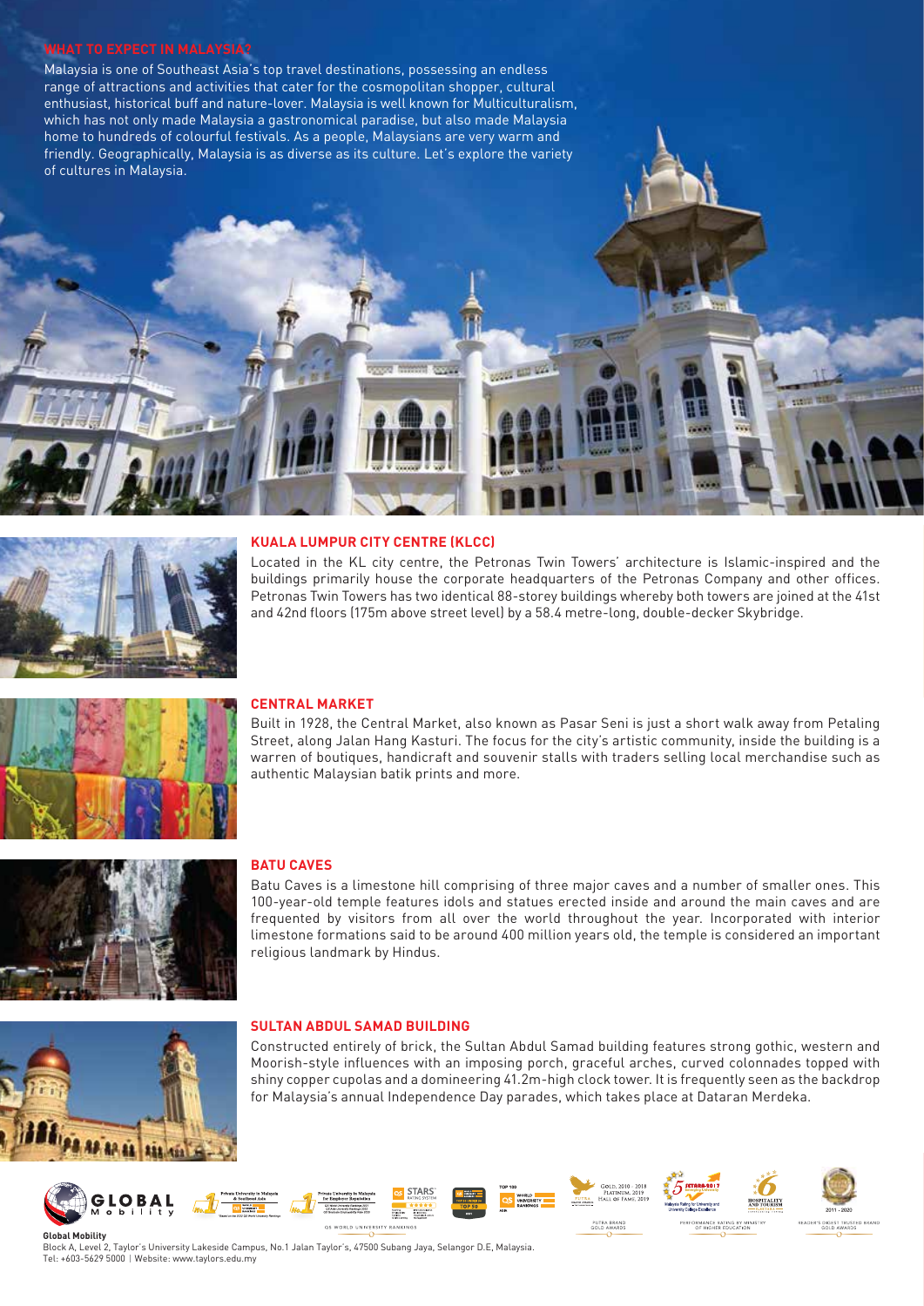## WHAT TO EXPECT IN MALAYSIA?

Malaysia is one of Southeast Asia's top travel destinations, possessing an endless range of attractions and activities that cater for the cosmopolitan shopper, cultural enthusiast, historical buff and nature-lover. Malaysia is well known for Multiculturalism, which has not only made Malaysia a gastronomical paradise, but also made Malaysia home to hundreds of colourful festivals. As a people, Malaysians are very warm and friendly. Geographically, Malaysia is as diverse as its culture. Let's explore the variety of cultures in Malaysia.

### KUALA LUMPUR CITY CENTRE (KLCC)

Located in the KL city centre, the Petronas Twin Towers' architecture is Islamic-inspired and the buildings primarily house the corporate headquarters of the Petronas Company and other offices. Petronas Twin Towers has two identical 88-storey buildings whereby both towers are joined at the 41st and 42nd floors (175m above street level) by a 58.4 metre-long, double-decker Skybridge.

### CENTRAL MARKET

Built in 1928, the Central Market, also known as Pasar Seni is just a short walk away from Petaling Street, along Jalan Hang Kasturi. The focus for the city's artistic community, inside the building is a warren of boutiques, handicraft and souvenir stalls with traders selling local merchandise such as authentic Malaysian batik prints and more.

### BATU CAVES

Batu Caves is a limestone hill comprising of three major caves and a number of smaller ones. This 100-year-old temple features idols and statues erected inside and around the main caves and are frequented by visitors from all over the world throughout the year. Incorporated with interior limestone formations said to be around 400 million years old, the temple is considered an important religious landmark by Hindus.

### SULTAN ABDUL SAMAD BUILDING

Constructed entirely of brick, the Sultan Abdul Samad building features strong gothic, western and Moorish-style influences with an imposing porch, graceful arches, curved colonnades topped with shiny copper cupolas and a domineering 41.2m-high clock tower. It is frequently seen as the backdrop for Malaysia's annual Independence Day parades, which takes place at Dataran Merdeka.

**Global Mobility**
Block A, Level 2, Taylor's University Lakeside Campus, No.1 Jalan Taylor's, 47500 Subang Jaya, Selangor D.E, Malaysia.
Tel: +603-5629 5000 | Website: www.taylors.edu.my